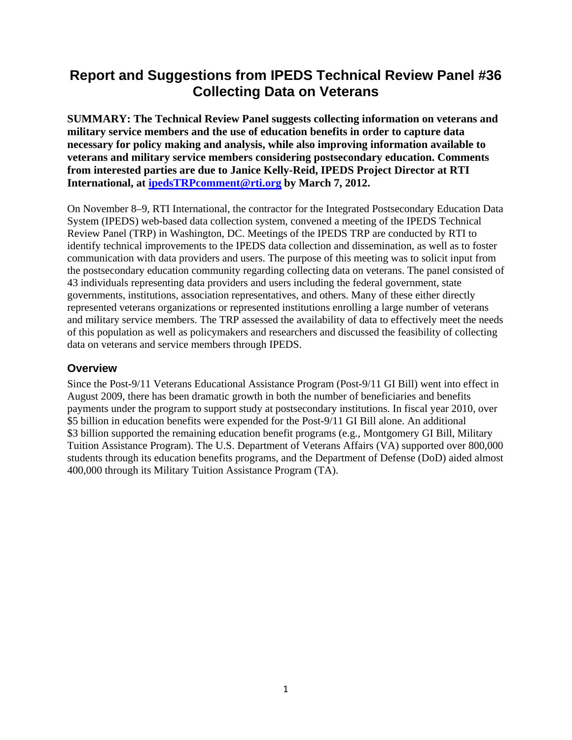# Report and Suggestions from IPEDS Technical Review Panel #36 Collecting Data on Veterans

**SUMMARY: The Technical Review Panel suggests collecting information on veterans and military service members and the use of education benefits in order to capture data necessary for policy making and analysis, while also improving information available to veterans and military service members considering postsecondary education. Comments from interested parties are due to Janice Kelly-Reid, IPEDS Project Director at RTI International, at [ipedsTRPcomment@rti.org](mailto:ipedsTRPcomment@rti.org) by March 7, 2012.**

On November 8–9, RTI International, the contractor for the Integrated Postsecondary Education Data System (IPEDS) web-based data collection system, convened a meeting of the IPEDS Technical Review Panel (TRP) in Washington, DC. Meetings of the IPEDS TRP are conducted by RTI to identify technical improvements to the IPEDS data collection and dissemination, as well as to foster communication with data providers and users. The purpose of this meeting was to solicit input from the postsecondary education community regarding collecting data on veterans. The panel consisted of 43 individuals representing data providers and users including the federal government, state governments, institutions, association representatives, and others. Many of these either directly represented veterans organizations or represented institutions enrolling a large number of veterans and military service members. The TRP assessed the availability of data to effectively meet the needs of this population as well as policymakers and researchers and discussed the feasibility of collecting data on veterans and service members through IPEDS.

## Overview

Since the Post-9/11 Veterans Educational Assistance Program (Post-9/11 GI Bill) went into effect in August 2009, there has been dramatic growth in both the number of beneficiaries and benefits payments under the program to support study at postsecondary institutions. In fiscal year 2010, over $5 billion in education benefits were expended for the Post-9/11 GI Bill alone. An additional $3 billion supported the remaining education benefit programs (e.g., Montgomery GI Bill, Military Tuition Assistance Program). The U.S. Department of Veterans Affairs (VA) supported over 800,000 students through its education benefits programs, and the Department of Defense (DoD) aided almost 400,000 through its Military Tuition Assistance Program (TA).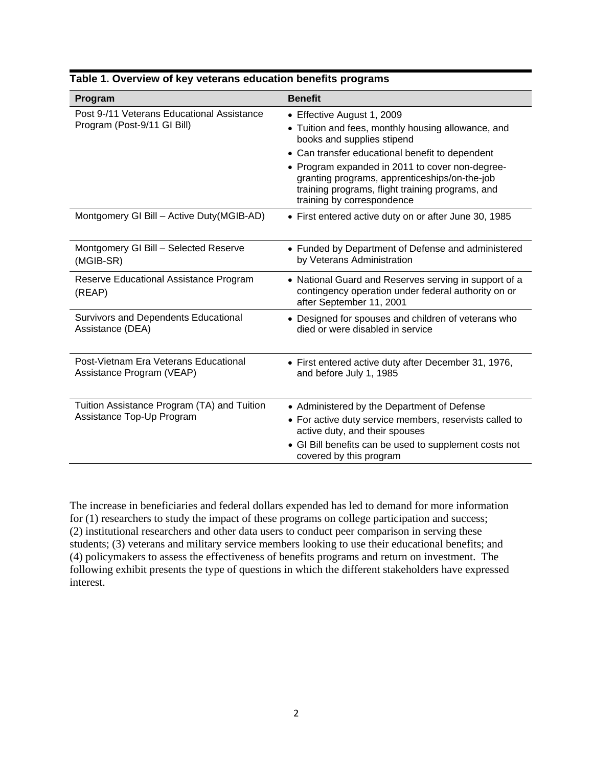**Table 1. Overview of key veterans education benefits programs**

| Program | Benefit |
| --- | --- |
| Post 9-/11 Veterans Educational Assistance Program (Post-9/11 GI Bill) | • Effective August 1, 2009<br>• Tuition and fees, monthly housing allowance, and books and supplies stipend<br>• Can transfer educational benefit to dependent<br>• Program expanded in 2011 to cover non-degree-granting programs, apprenticeships/on-the-job training programs, flight training programs, and training by correspondence |
| Montgomery GI Bill – Active Duty(MGIB-AD) | • First entered active duty on or after June 30, 1985 |
| Montgomery GI Bill – Selected Reserve (MGIB-SR) | • Funded by Department of Defense and administered by Veterans Administration |
| Reserve Educational Assistance Program (REAP) | • National Guard and Reserves serving in support of a contingency operation under federal authority on or after September 11, 2001 |
| Survivors and Dependents Educational Assistance (DEA) | • Designed for spouses and children of veterans who died or were disabled in service |
| Post-Vietnam Era Veterans Educational Assistance Program (VEAP) | • First entered active duty after December 31, 1976, and before July 1, 1985 |
| Tuition Assistance Program (TA) and Tuition Assistance Top-Up Program | • Administered by the Department of Defense<br>• For active duty service members, reservists called to active duty, and their spouses<br>• GI Bill benefits can be used to supplement costs not covered by this program |

The increase in beneficiaries and federal dollars expended has led to demand for more information for (1) researchers to study the impact of these programs on college participation and success; (2) institutional researchers and other data users to conduct peer comparison in serving these students; (3) veterans and military service members looking to use their educational benefits; and (4) policymakers to assess the effectiveness of benefits programs and return on investment. The following exhibit presents the type of questions in which the different stakeholders have expressed interest.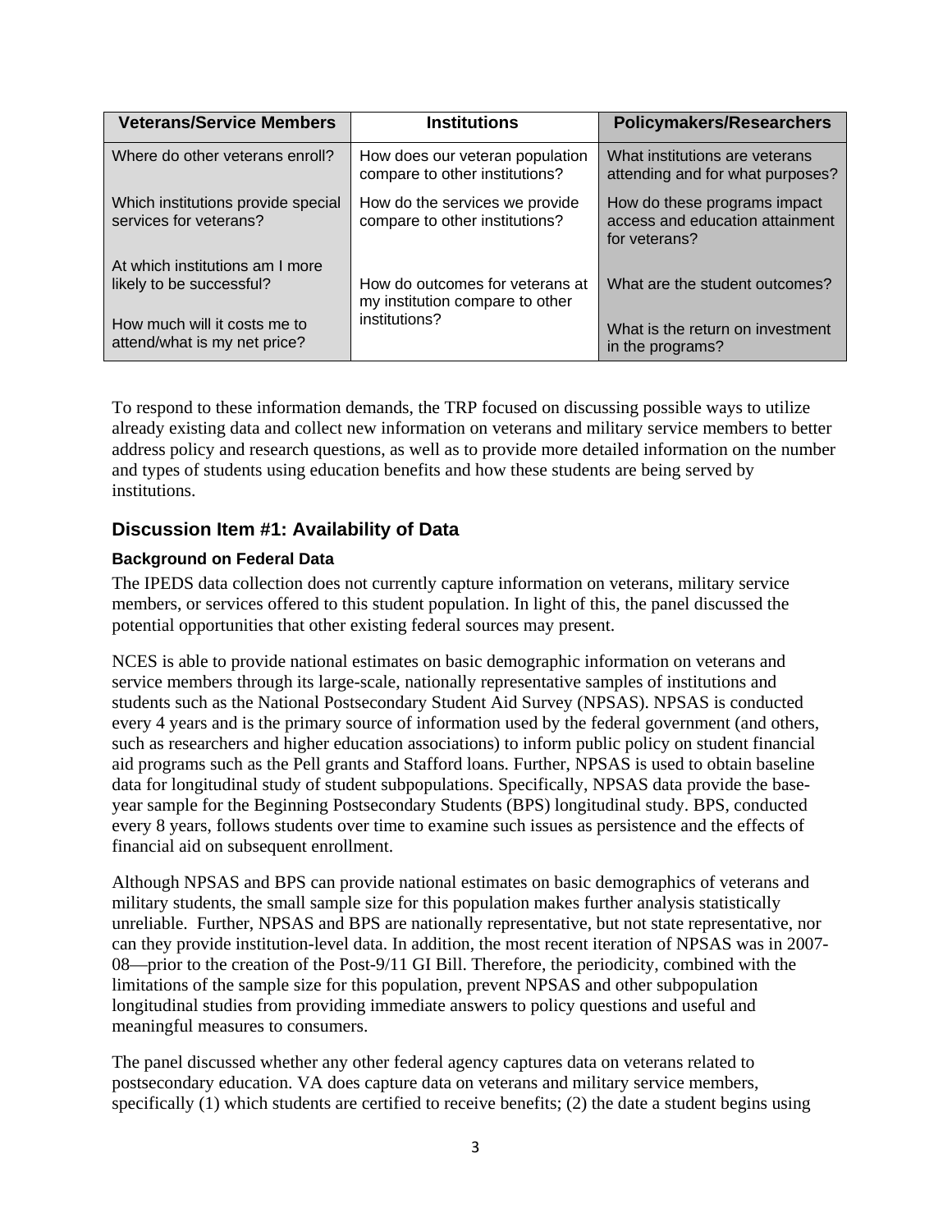| Veterans/Service Members | Institutions | Policymakers/Researchers |
|---|---|---|
| Where do other veterans enroll? | How does our veteran population compare to other institutions? | What institutions are veterans attending and for what purposes? |
| Which institutions provide special services for veterans? | How do the services we provide compare to other institutions? | How do these programs impact access and education attainment for veterans? |
| At which institutions am I more likely to be successful? | How do outcomes for veterans at my institution compare to other institutions? | What are the student outcomes? |
| How much will it costs me to attend/what is my net price? | | What is the return on investment in the programs? |

To respond to these information demands, the TRP focused on discussing possible ways to utilize already existing data and collect new information on veterans and military service members to better address policy and research questions, as well as to provide more detailed information on the number and types of students using education benefits and how these students are being served by institutions.

## Discussion Item #1: Availability of Data

### Background on Federal Data

The IPEDS data collection does not currently capture information on veterans, military service members, or services offered to this student population. In light of this, the panel discussed the potential opportunities that other existing federal sources may present.

NCES is able to provide national estimates on basic demographic information on veterans and service members through its large-scale, nationally representative samples of institutions and students such as the National Postsecondary Student Aid Survey (NPSAS). NPSAS is conducted every 4 years and is the primary source of information used by the federal government (and others, such as researchers and higher education associations) to inform public policy on student financial aid programs such as the Pell grants and Stafford loans. Further, NPSAS is used to obtain baseline data for longitudinal study of student subpopulations. Specifically, NPSAS data provide the base-year sample for the Beginning Postsecondary Students (BPS) longitudinal study. BPS, conducted every 8 years, follows students over time to examine such issues as persistence and the effects of financial aid on subsequent enrollment.

Although NPSAS and BPS can provide national estimates on basic demographics of veterans and military students, the small sample size for this population makes further analysis statistically unreliable. Further, NPSAS and BPS are nationally representative, but not state representative, nor can they provide institution-level data. In addition, the most recent iteration of NPSAS was in 2007-08—prior to the creation of the Post-9/11 GI Bill. Therefore, the periodicity, combined with the limitations of the sample size for this population, prevent NPSAS and other subpopulation longitudinal studies from providing immediate answers to policy questions and useful and meaningful measures to consumers.

The panel discussed whether any other federal agency captures data on veterans related to postsecondary education. VA does capture data on veterans and military service members, specifically (1) which students are certified to receive benefits; (2) the date a student begins using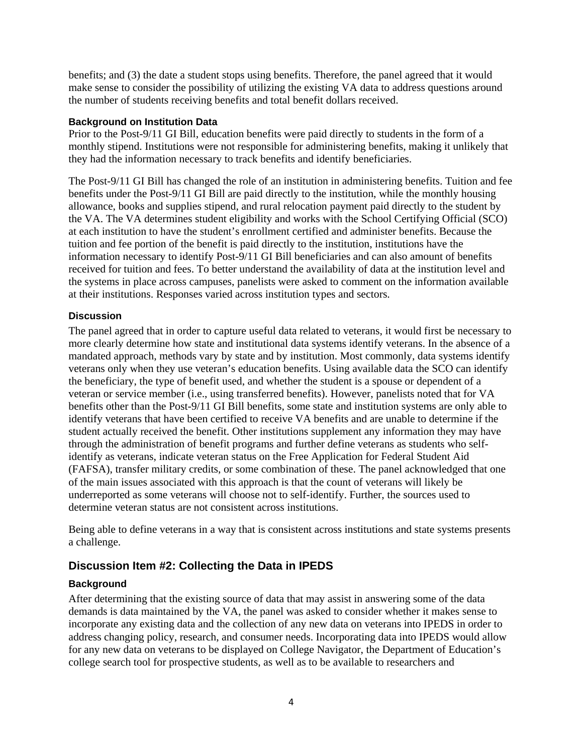benefits; and (3) the date a student stops using benefits. Therefore, the panel agreed that it would make sense to consider the possibility of utilizing the existing VA data to address questions around the number of students receiving benefits and total benefit dollars received.

#### Background on Institution Data

Prior to the Post-9/11 GI Bill, education benefits were paid directly to students in the form of a monthly stipend. Institutions were not responsible for administering benefits, making it unlikely that they had the information necessary to track benefits and identify beneficiaries.

The Post-9/11 GI Bill has changed the role of an institution in administering benefits. Tuition and fee benefits under the Post-9/11 GI Bill are paid directly to the institution, while the monthly housing allowance, books and supplies stipend, and rural relocation payment paid directly to the student by the VA. The VA determines student eligibility and works with the School Certifying Official (SCO) at each institution to have the student's enrollment certified and administer benefits. Because the tuition and fee portion of the benefit is paid directly to the institution, institutions have the information necessary to identify Post-9/11 GI Bill beneficiaries and can also amount of benefits received for tuition and fees. To better understand the availability of data at the institution level and the systems in place across campuses, panelists were asked to comment on the information available at their institutions. Responses varied across institution types and sectors.

#### Discussion

The panel agreed that in order to capture useful data related to veterans, it would first be necessary to more clearly determine how state and institutional data systems identify veterans. In the absence of a mandated approach, methods vary by state and by institution. Most commonly, data systems identify veterans only when they use veteran's education benefits. Using available data the SCO can identify the beneficiary, the type of benefit used, and whether the student is a spouse or dependent of a veteran or service member (i.e., using transferred benefits). However, panelists noted that for VA benefits other than the Post-9/11 GI Bill benefits, some state and institution systems are only able to identify veterans that have been certified to receive VA benefits and are unable to determine if the student actually received the benefit. Other institutions supplement any information they may have through the administration of benefit programs and further define veterans as students who self-identify as veterans, indicate veteran status on the Free Application for Federal Student Aid (FAFSA), transfer military credits, or some combination of these. The panel acknowledged that one of the main issues associated with this approach is that the count of veterans will likely be underreported as some veterans will choose not to self-identify. Further, the sources used to determine veteran status are not consistent across institutions.

Being able to define veterans in a way that is consistent across institutions and state systems presents a challenge.

### Discussion Item #2: Collecting the Data in IPEDS

#### Background

After determining that the existing source of data that may assist in answering some of the data demands is data maintained by the VA, the panel was asked to consider whether it makes sense to incorporate any existing data and the collection of any new data on veterans into IPEDS in order to address changing policy, research, and consumer needs. Incorporating data into IPEDS would allow for any new data on veterans to be displayed on College Navigator, the Department of Education's college search tool for prospective students, as well as to be available to researchers and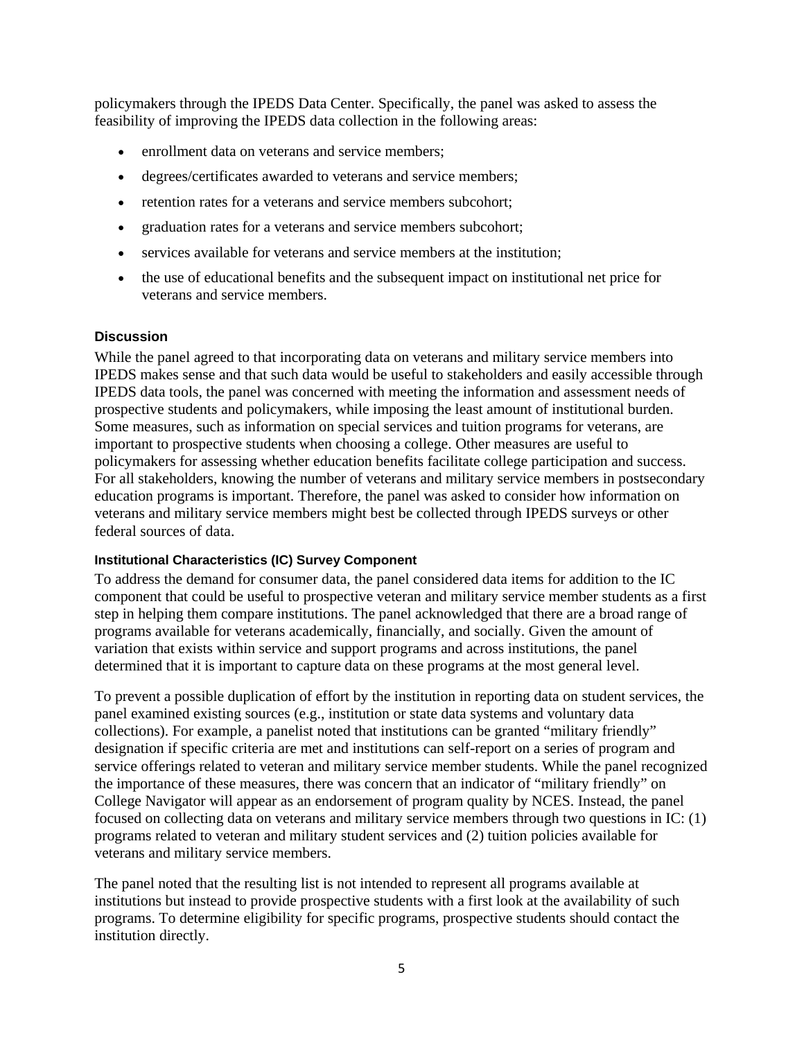policymakers through the IPEDS Data Center. Specifically, the panel was asked to assess the feasibility of improving the IPEDS data collection in the following areas:

- enrollment data on veterans and service members;
- degrees/certificates awarded to veterans and service members;
- retention rates for a veterans and service members subcohort;
- graduation rates for a veterans and service members subcohort;
- services available for veterans and service members at the institution;
- the use of educational benefits and the subsequent impact on institutional net price for veterans and service members.

### Discussion

While the panel agreed to that incorporating data on veterans and military service members into IPEDS makes sense and that such data would be useful to stakeholders and easily accessible through IPEDS data tools, the panel was concerned with meeting the information and assessment needs of prospective students and policymakers, while imposing the least amount of institutional burden. Some measures, such as information on special services and tuition programs for veterans, are important to prospective students when choosing a college. Other measures are useful to policymakers for assessing whether education benefits facilitate college participation and success. For all stakeholders, knowing the number of veterans and military service members in postsecondary education programs is important. Therefore, the panel was asked to consider how information on veterans and military service members might best be collected through IPEDS surveys or other federal sources of data.

#### Institutional Characteristics (IC) Survey Component

To address the demand for consumer data, the panel considered data items for addition to the IC component that could be useful to prospective veteran and military service member students as a first step in helping them compare institutions. The panel acknowledged that there are a broad range of programs available for veterans academically, financially, and socially. Given the amount of variation that exists within service and support programs and across institutions, the panel determined that it is important to capture data on these programs at the most general level.

To prevent a possible duplication of effort by the institution in reporting data on student services, the panel examined existing sources (e.g., institution or state data systems and voluntary data collections). For example, a panelist noted that institutions can be granted "military friendly" designation if specific criteria are met and institutions can self-report on a series of program and service offerings related to veteran and military service member students. While the panel recognized the importance of these measures, there was concern that an indicator of "military friendly" on College Navigator will appear as an endorsement of program quality by NCES. Instead, the panel focused on collecting data on veterans and military service members through two questions in IC: (1) programs related to veteran and military student services and (2) tuition policies available for veterans and military service members.

The panel noted that the resulting list is not intended to represent all programs available at institutions but instead to provide prospective students with a first look at the availability of such programs. To determine eligibility for specific programs, prospective students should contact the institution directly.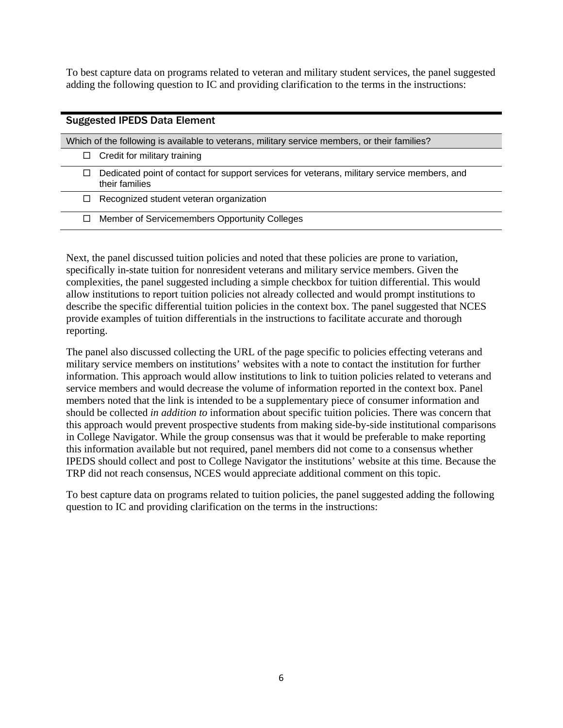To best capture data on programs related to veteran and military student services, the panel suggested adding the following question to IC and providing clarification to the terms in the instructions:

| Suggested IPEDS Data Element |
| --- |
| Which of the following is available to veterans, military service members, or their families? |
| ☐ Credit for military training |
| ☐ Dedicated point of contact for support services for veterans, military service members, and their families |
| ☐ Recognized student veteran organization |
| ☐ Member of Servicemembers Opportunity Colleges |

Next, the panel discussed tuition policies and noted that these policies are prone to variation, specifically in-state tuition for nonresident veterans and military service members. Given the complexities, the panel suggested including a simple checkbox for tuition differential. This would allow institutions to report tuition policies not already collected and would prompt institutions to describe the specific differential tuition policies in the context box. The panel suggested that NCES provide examples of tuition differentials in the instructions to facilitate accurate and thorough reporting.

The panel also discussed collecting the URL of the page specific to policies effecting veterans and military service members on institutions' websites with a note to contact the institution for further information. This approach would allow institutions to link to tuition policies related to veterans and service members and would decrease the volume of information reported in the context box. Panel members noted that the link is intended to be a supplementary piece of consumer information and should be collected *in addition to* information about specific tuition policies. There was concern that this approach would prevent prospective students from making side-by-side institutional comparisons in College Navigator. While the group consensus was that it would be preferable to make reporting this information available but not required, panel members did not come to a consensus whether IPEDS should collect and post to College Navigator the institutions' website at this time. Because the TRP did not reach consensus, NCES would appreciate additional comment on this topic.

To best capture data on programs related to tuition policies, the panel suggested adding the following question to IC and providing clarification on the terms in the instructions: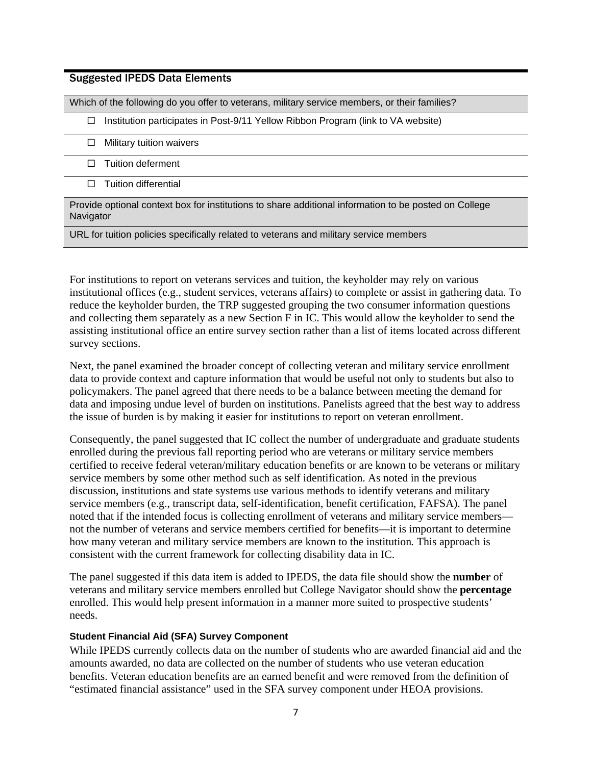### Suggested IPEDS Data Elements

| Which of the following do you offer to veterans, military service members, or their families? |
| --- |
| ☐ Institution participates in Post-9/11 Yellow Ribbon Program (link to VA website) |
| ☐ Military tuition waivers |
| ☐ Tuition deferment |
| ☐ Tuition differential |
| Provide optional context box for institutions to share additional information to be posted on College Navigator |
| URL for tuition policies specifically related to veterans and military service members |

For institutions to report on veterans services and tuition, the keyholder may rely on various institutional offices (e.g., student services, veterans affairs) to complete or assist in gathering data. To reduce the keyholder burden, the TRP suggested grouping the two consumer information questions and collecting them separately as a new Section F in IC. This would allow the keyholder to send the assisting institutional office an entire survey section rather than a list of items located across different survey sections.

Next, the panel examined the broader concept of collecting veteran and military service enrollment data to provide context and capture information that would be useful not only to students but also to policymakers. The panel agreed that there needs to be a balance between meeting the demand for data and imposing undue level of burden on institutions. Panelists agreed that the best way to address the issue of burden is by making it easier for institutions to report on veteran enrollment.

Consequently, the panel suggested that IC collect the number of undergraduate and graduate students enrolled during the previous fall reporting period who are veterans or military service members certified to receive federal veteran/military education benefits or are known to be veterans or military service members by some other method such as self identification. As noted in the previous discussion, institutions and state systems use various methods to identify veterans and military service members (e.g., transcript data, self-identification, benefit certification, FAFSA). The panel noted that if the intended focus is collecting enrollment of veterans and military service members—not the number of veterans and service members certified for benefits—it is important to determine how many veteran and military service members are known to the institution*.* This approach is consistent with the current framework for collecting disability data in IC.

The panel suggested if this data item is added to IPEDS, the data file should show the **number** of veterans and military service members enrolled but College Navigator should show the **percentage** enrolled. This would help present information in a manner more suited to prospective students' needs.

#### Student Financial Aid (SFA) Survey Component

While IPEDS currently collects data on the number of students who are awarded financial aid and the amounts awarded, no data are collected on the number of students who use veteran education benefits. Veteran education benefits are an earned benefit and were removed from the definition of "estimated financial assistance" used in the SFA survey component under HEOA provisions.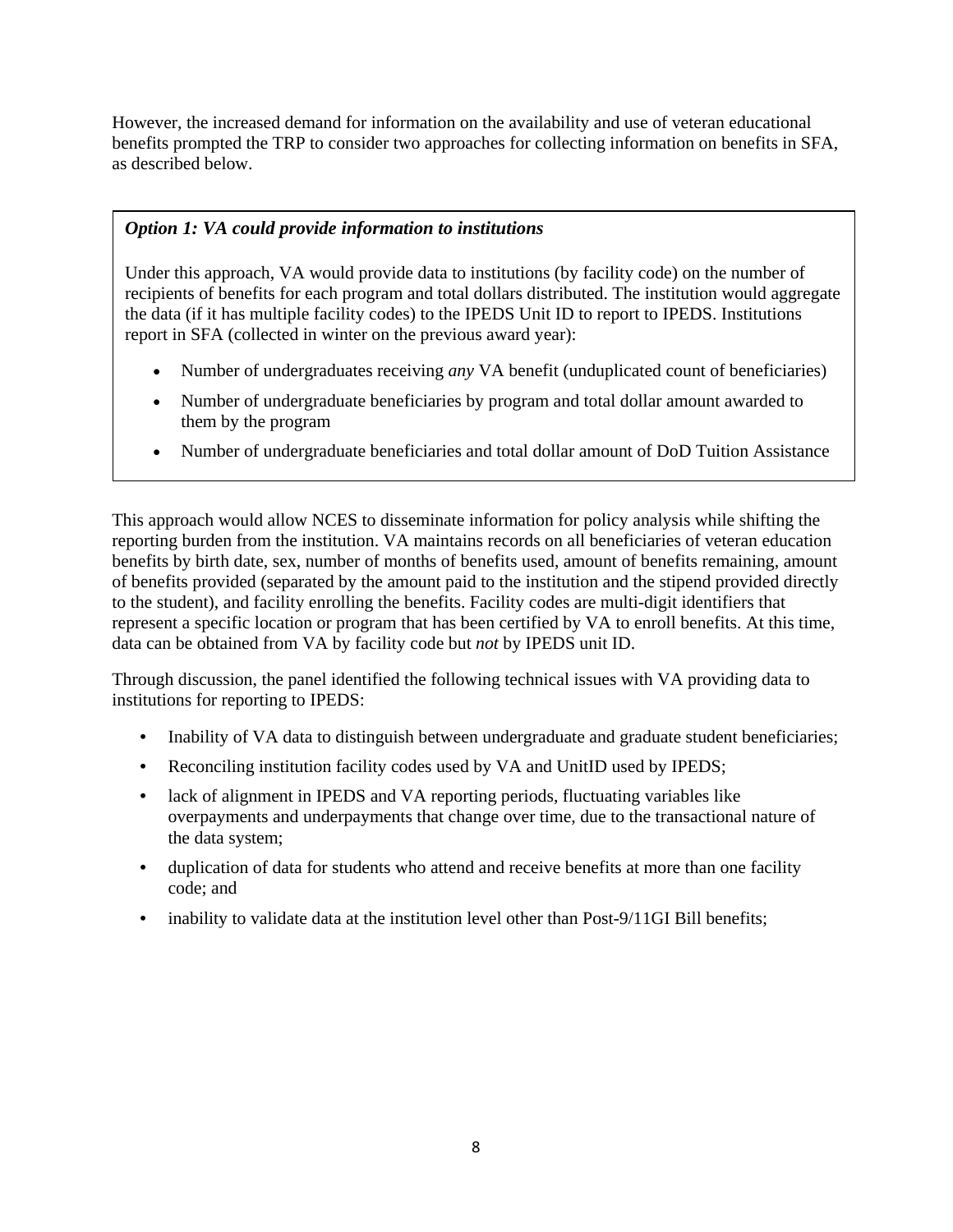However, the increased demand for information on the availability and use of veteran educational benefits prompted the TRP to consider two approaches for collecting information on benefits in SFA, as described below.

***Option 1: VA could provide information to institutions***

Under this approach, VA would provide data to institutions (by facility code) on the number of recipients of benefits for each program and total dollars distributed. The institution would aggregate the data (if it has multiple facility codes) to the IPEDS Unit ID to report to IPEDS. Institutions report in SFA (collected in winter on the previous award year):

- Number of undergraduates receiving *any* VA benefit (unduplicated count of beneficiaries)
- Number of undergraduate beneficiaries by program and total dollar amount awarded to them by the program
- Number of undergraduate beneficiaries and total dollar amount of DoD Tuition Assistance

This approach would allow NCES to disseminate information for policy analysis while shifting the reporting burden from the institution. VA maintains records on all beneficiaries of veteran education benefits by birth date, sex, number of months of benefits used, amount of benefits remaining, amount of benefits provided (separated by the amount paid to the institution and the stipend provided directly to the student), and facility enrolling the benefits. Facility codes are multi-digit identifiers that represent a specific location or program that has been certified by VA to enroll benefits. At this time, data can be obtained from VA by facility code but *not* by IPEDS unit ID.

Through discussion, the panel identified the following technical issues with VA providing data to institutions for reporting to IPEDS:

- Inability of VA data to distinguish between undergraduate and graduate student beneficiaries;
- Reconciling institution facility codes used by VA and UnitID used by IPEDS;
- lack of alignment in IPEDS and VA reporting periods, fluctuating variables like overpayments and underpayments that change over time, due to the transactional nature of the data system;
- duplication of data for students who attend and receive benefits at more than one facility code; and
- inability to validate data at the institution level other than Post-9/11GI Bill benefits;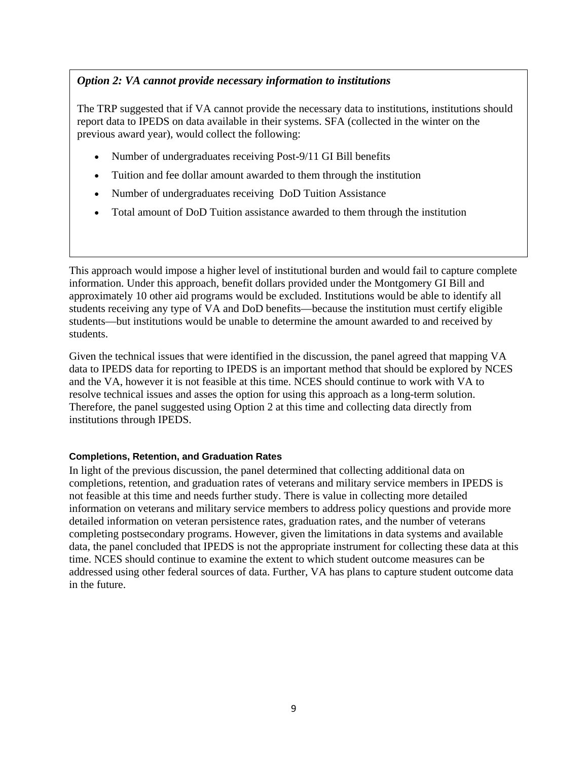***Option 2: VA cannot provide necessary information to institutions***

The TRP suggested that if VA cannot provide the necessary data to institutions, institutions should report data to IPEDS on data available in their systems. SFA (collected in the winter on the previous award year), would collect the following:

- Number of undergraduates receiving Post-9/11 GI Bill benefits
- Tuition and fee dollar amount awarded to them through the institution
- Number of undergraduates receiving DoD Tuition Assistance
- Total amount of DoD Tuition assistance awarded to them through the institution

This approach would impose a higher level of institutional burden and would fail to capture complete information. Under this approach, benefit dollars provided under the Montgomery GI Bill and approximately 10 other aid programs would be excluded. Institutions would be able to identify all students receiving any type of VA and DoD benefits—because the institution must certify eligible students—but institutions would be unable to determine the amount awarded to and received by students.

Given the technical issues that were identified in the discussion, the panel agreed that mapping VA data to IPEDS data for reporting to IPEDS is an important method that should be explored by NCES and the VA, however it is not feasible at this time. NCES should continue to work with VA to resolve technical issues and asses the option for using this approach as a long-term solution. Therefore, the panel suggested using Option 2 at this time and collecting data directly from institutions through IPEDS.

#### Completions, Retention, and Graduation Rates

In light of the previous discussion, the panel determined that collecting additional data on completions, retention, and graduation rates of veterans and military service members in IPEDS is not feasible at this time and needs further study. There is value in collecting more detailed information on veterans and military service members to address policy questions and provide more detailed information on veteran persistence rates, graduation rates, and the number of veterans completing postsecondary programs. However, given the limitations in data systems and available data, the panel concluded that IPEDS is not the appropriate instrument for collecting these data at this time. NCES should continue to examine the extent to which student outcome measures can be addressed using other federal sources of data. Further, VA has plans to capture student outcome data in the future.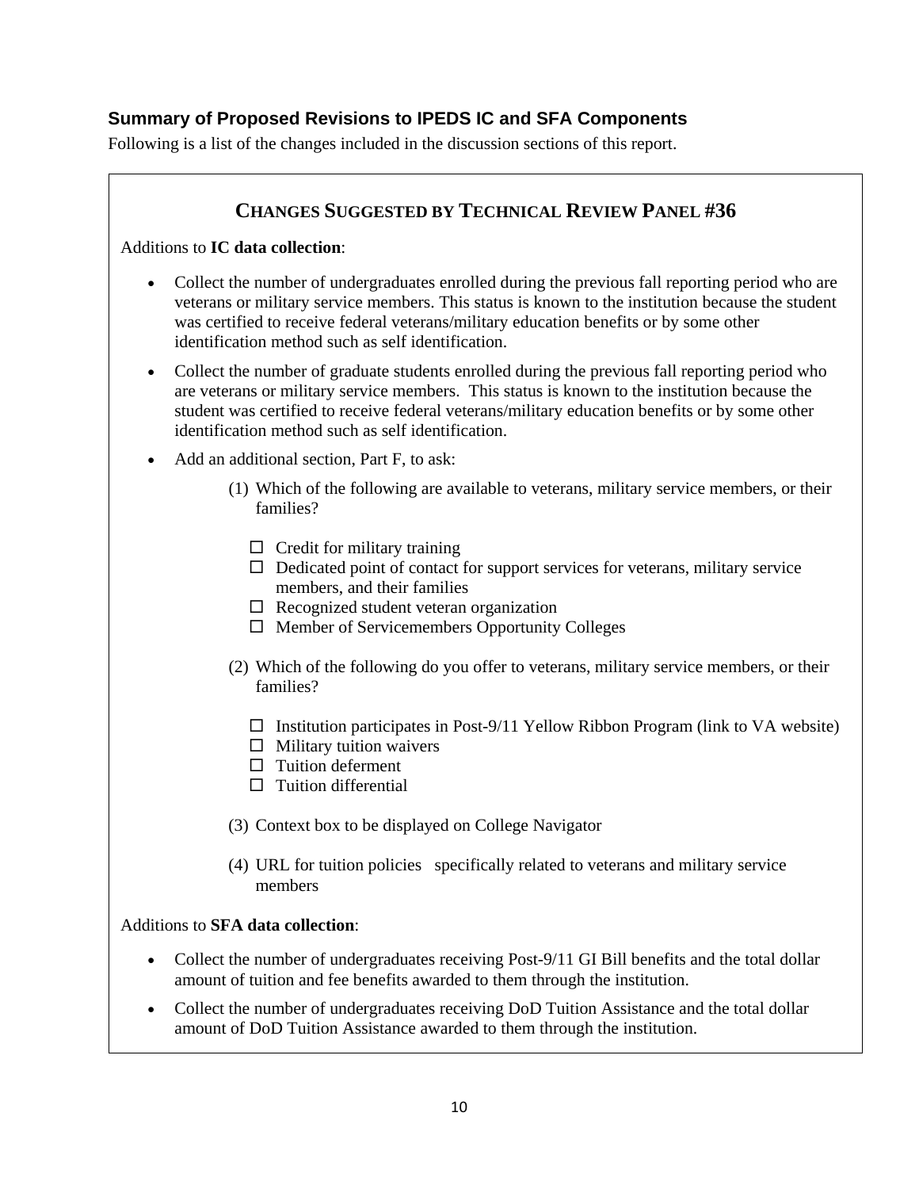## Summary of Proposed Revisions to IPEDS IC and SFA Components

Following is a list of the changes included in the discussion sections of this report.

### CHANGES SUGGESTED BY TECHNICAL REVIEW PANEL #36

Additions to **IC data collection**:

- Collect the number of undergraduates enrolled during the previous fall reporting period who are veterans or military service members. This status is known to the institution because the student was certified to receive federal veterans/military education benefits or by some other identification method such as self identification.
- Collect the number of graduate students enrolled during the previous fall reporting period who are veterans or military service members. This status is known to the institution because the student was certified to receive federal veterans/military education benefits or by some other identification method such as self identification.
- Add an additional section, Part F, to ask:

  (1) Which of the following are available to veterans, military service members, or their families?

  - ☐ Credit for military training
  - ☐ Dedicated point of contact for support services for veterans, military service members, and their families
  - ☐ Recognized student veteran organization
  - ☐ Member of Servicemembers Opportunity Colleges

  (2) Which of the following do you offer to veterans, military service members, or their families?

  - ☐ Institution participates in Post-9/11 Yellow Ribbon Program (link to VA website)
  - ☐ Military tuition waivers
  - ☐ Tuition deferment
  - ☐ Tuition differential

  (3) Context box to be displayed on College Navigator

  (4) URL for tuition policies specifically related to veterans and military service members

Additions to **SFA data collection**:

- Collect the number of undergraduates receiving Post-9/11 GI Bill benefits and the total dollar amount of tuition and fee benefits awarded to them through the institution.
- Collect the number of undergraduates receiving DoD Tuition Assistance and the total dollar amount of DoD Tuition Assistance awarded to them through the institution.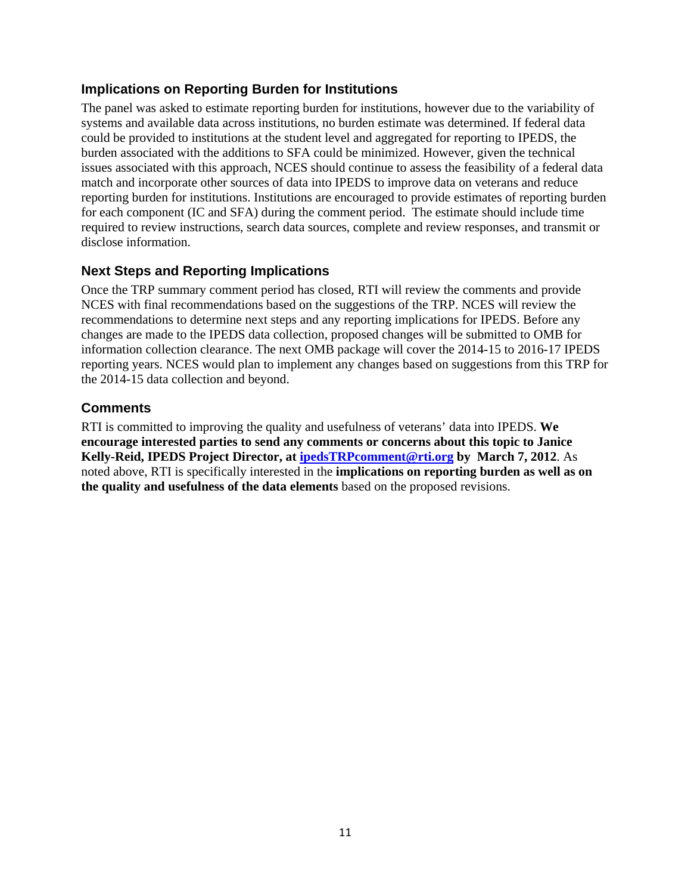### Implications on Reporting Burden for Institutions

The panel was asked to estimate reporting burden for institutions, however due to the variability of systems and available data across institutions, no burden estimate was determined. If federal data could be provided to institutions at the student level and aggregated for reporting to IPEDS, the burden associated with the additions to SFA could be minimized. However, given the technical issues associated with this approach, NCES should continue to assess the feasibility of a federal data match and incorporate other sources of data into IPEDS to improve data on veterans and reduce reporting burden for institutions. Institutions are encouraged to provide estimates of reporting burden for each component (IC and SFA) during the comment period. The estimate should include time required to review instructions, search data sources, complete and review responses, and transmit or disclose information.

### Next Steps and Reporting Implications

Once the TRP summary comment period has closed, RTI will review the comments and provide NCES with final recommendations based on the suggestions of the TRP. NCES will review the recommendations to determine next steps and any reporting implications for IPEDS. Before any changes are made to the IPEDS data collection, proposed changes will be submitted to OMB for information collection clearance. The next OMB package will cover the 2014-15 to 2016-17 IPEDS reporting years. NCES would plan to implement any changes based on suggestions from this TRP for the 2014-15 data collection and beyond.

### Comments

RTI is committed to improving the quality and usefulness of veterans' data into IPEDS. **We encourage interested parties to send any comments or concerns about this topic to Janice Kelly-Reid, IPEDS Project Director, at [ipedsTRPcomment@rti.org](mailto:ipedsTRPcomment@rti.org) by March 7, 2012**. As noted above, RTI is specifically interested in the **implications on reporting burden as well as on the quality and usefulness of the data elements** based on the proposed revisions.